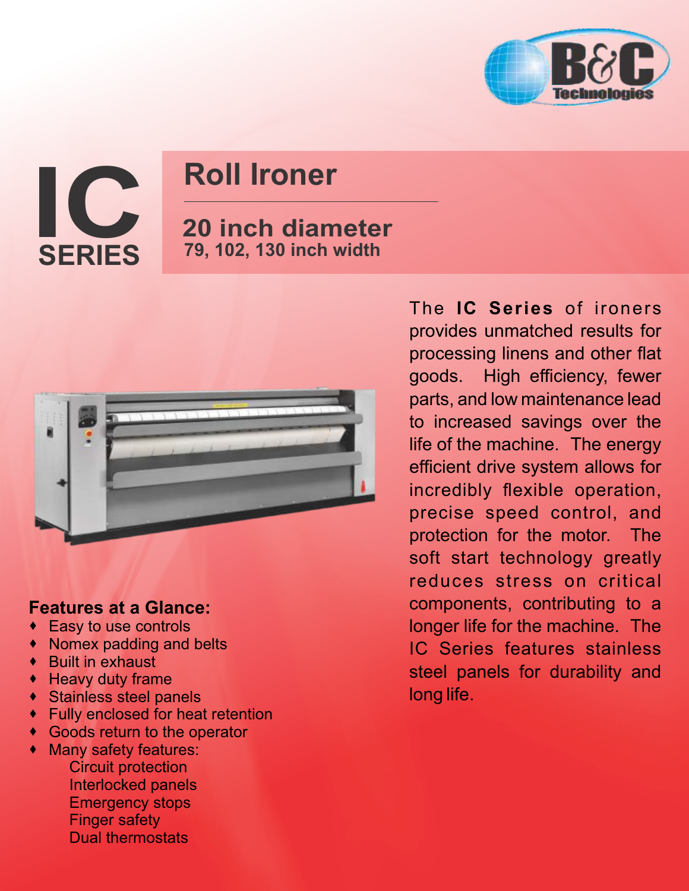# IC SERIES

## Roll Ironer

### 20 inch diameter

**79, 102, 130 inch width**

The **IC Series** of ironers provides unmatched results for processing linens and other flat goods. High efficiency, fewer parts, and low maintenance lead to increased savings over the life of the machine. The energy efficient drive system allows for incredibly flexible operation, precise speed control, and protection for the motor. The soft start technology greatly reduces stress on critical components, contributing to a longer life for the machine. The IC Series features stainless steel panels for durability and long life.

**Features at a Glance:**

- Easy to use controls
- Nomex padding and belts
- Built in exhaust
- Heavy duty frame
- Stainless steel panels
- Fully enclosed for heat retention
- Goods return to the operator
- Many safety features:
  - Circuit protection
  - Interlocked panels
  - Emergency stops
  - Finger safety
  - Dual thermostats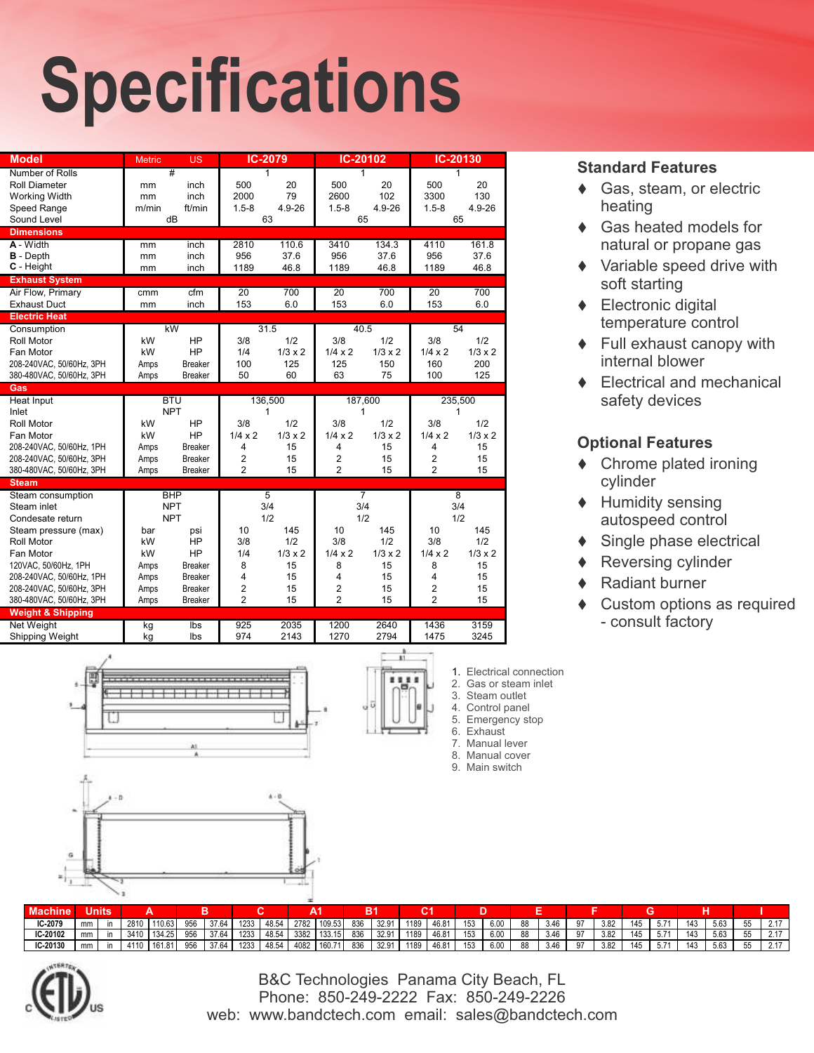# Specifications

| Model | Metric | US | IC-2079 | | IC-20102 | | IC-20130 | |
|---|---|---|---|---|---|---|---|---|
| Number of Rolls | # | | 1 | | 1 | | 1 | |
| Roll Diameter | mm | inch | 500 | 20 | 500 | 20 | 500 | 20 |
| Working Width | mm | inch | 2000 | 79 | 2600 | 102 | 3300 | 130 |
| Speed Range | m/min | ft/min | 1.5-8 | 4.9-26 | 1.5-8 | 4.9-26 | 1.5-8 | 4.9-26 |
| Sound Level | dB | | 63 | | 65 | | 65 | |
| **Dimensions** | | | | | | | | |
| A - Width | mm | inch | 2810 | 110.6 | 3410 | 134.3 | 4110 | 161.8 |
| B - Depth | mm | inch | 956 | 37.6 | 956 | 37.6 | 956 | 37.6 |
| C - Height | mm | inch | 1189 | 46.8 | 1189 | 46.8 | 1189 | 46.8 |
| **Exhaust System** | | | | | | | | |
| Air Flow, Primary | cmm | cfm | 20 | 700 | 20 | 700 | 20 | 700 |
| Exhaust Duct | mm | inch | 153 | 6.0 | 153 | 6.0 | 153 | 6.0 |
| **Electric Heat** | | | | | | | | |
| Consumption | kW | | 31.5 | | 40.5 | | 54 | |
| Roll Motor | kW | HP | 3/8 | 1/2 | 3/8 | 1/2 | 3/8 | 1/2 |
| Fan Motor | kW | HP | 1/4 | 1/3 x 2 | 1/4 x 2 | 1/3 x 2 | 1/4 x 2 | 1/3 x 2 |
| 208-240VAC, 50/60Hz, 3PH | Amps | Breaker | 100 | 125 | 125 | 150 | 160 | 200 |
| 380-480VAC, 50/60Hz, 3PH | Amps | Breaker | 50 | 60 | 63 | 75 | 100 | 125 |
| **Gas** | | | | | | | | |
| Heat Input | BTU | | 136,500 | | 187,600 | | 235,500 | |
| Inlet | NPT | | 1 | | 1 | | 1 | |
| Roll Motor | kW | HP | 3/8 | 1/2 | 3/8 | 1/2 | 3/8 | 1/2 |
| Fan Motor | kW | HP | 1/4 x 2 | 1/3 x 2 | 1/4 x 2 | 1/3 x 2 | 1/4 x 2 | 1/3 x 2 |
| 208-240VAC, 50/60Hz, 1PH | Amps | Breaker | 4 | 15 | 4 | 15 | 4 | 15 |
| 208-240VAC, 50/60Hz, 3PH | Amps | Breaker | 2 | 15 | 2 | 15 | 2 | 15 |
| 380-480VAC, 50/60Hz, 3PH | Amps | Breaker | 2 | 15 | 2 | 15 | 2 | 15 |
| **Steam** | | | | | | | | |
| Steam consumption | BHP | | 5 | | 7 | | 8 | |
| Steam inlet | NPT | | 3/4 | | 3/4 | | 3/4 | |
| Condensate return | NPT | | 1/2 | | 1/2 | | 1/2 | |
| Steam pressure (max) | bar | psi | 10 | 145 | 10 | 145 | 10 | 145 |
| Roll Motor | kW | HP | 3/8 | 1/2 | 3/8 | 1/2 | 3/8 | 1/2 |
| Fan Motor | kW | HP | 1/4 | 1/3 x 2 | 1/4 x 2 | 1/3 x 2 | 1/4 x 2 | 1/3 x 2 |
| 120VAC, 50/60Hz, 1PH | Amps | Breaker | 8 | 15 | 8 | 15 | 8 | 15 |
| 208-240VAC, 50/60Hz, 1PH | Amps | Breaker | 4 | 15 | 4 | 15 | 4 | 15 |
| 208-240VAC, 50/60Hz, 3PH | Amps | Breaker | 2 | 15 | 2 | 15 | 2 | 15 |
| 380-480VAC, 50/60Hz, 3PH | Amps | Breaker | 2 | 15 | 2 | 15 | 2 | 15 |
| **Weight & Shipping** | | | | | | | | |
| Net Weight | kg | lbs | 925 | 2035 | 1200 | 2640 | 1436 | 3159 |
| Shipping Weight | kg | lbs | 974 | 2143 | 1270 | 2794 | 1475 | 3245 |

## Standard Features

- Gas, steam, or electric heating
- Gas heated models for natural or propane gas
- Variable speed drive with soft starting
- Electronic digital temperature control
- Full exhaust canopy with internal blower
- Electrical and mechanical safety devices

## Optional Features

- Chrome plated ironing cylinder
- Humidity sensing autospeed control
- Single phase electrical
- Reversing cylinder
- Radiant burner
- Custom options as required - consult factory

1. Electrical connection
2. Gas or steam inlet
3. Steam outlet
4. Control panel
5. Emergency stop
6. Exhaust
7. Manual lever
8. Manual cover
9. Main switch

| Machine | Units | | A | | B | | C | | A1 | | B1 | | C1 | | D | | E | | F | | G | | H | | I | |
|---|---|---|---|---|---|---|---|---|---|---|---|---|---|---|---|---|---|---|---|---|---|---|---|---|---|---|
| IC-2079 | mm | in | 2810 | 110.63 | 956 | 37.64 | 1233 | 48.54 | 2782 | 109.53 | 836 | 32.91 | 1189 | 46.81 | 153 | 6.00 | 88 | 3.46 | 97 | 3.82 | 145 | 5.71 | 143 | 5.63 | 55 | 2.17 |
| IC-20102 | mm | in | 3410 | 134.25 | 956 | 37.64 | 1233 | 48.54 | 3382 | 133.15 | 836 | 32.91 | 1189 | 46.81 | 153 | 6.00 | 88 | 3.46 | 97 | 3.82 | 145 | 5.71 | 143 | 5.63 | 55 | 2.17 |
| IC-20130 | mm | in | 4110 | 161.81 | 956 | 37.64 | 1233 | 48.54 | 4082 | 160.71 | 836 | 32.91 | 1189 | 46.81 | 153 | 6.00 | 88 | 3.46 | 97 | 3.82 | 145 | 5.71 | 143 | 5.63 | 55 | 2.17 |

B&C Technologies Panama City Beach, FL
Phone: 850-249-2222 Fax: 850-249-2226
web: www.bandctech.com email: sales@bandctech.com